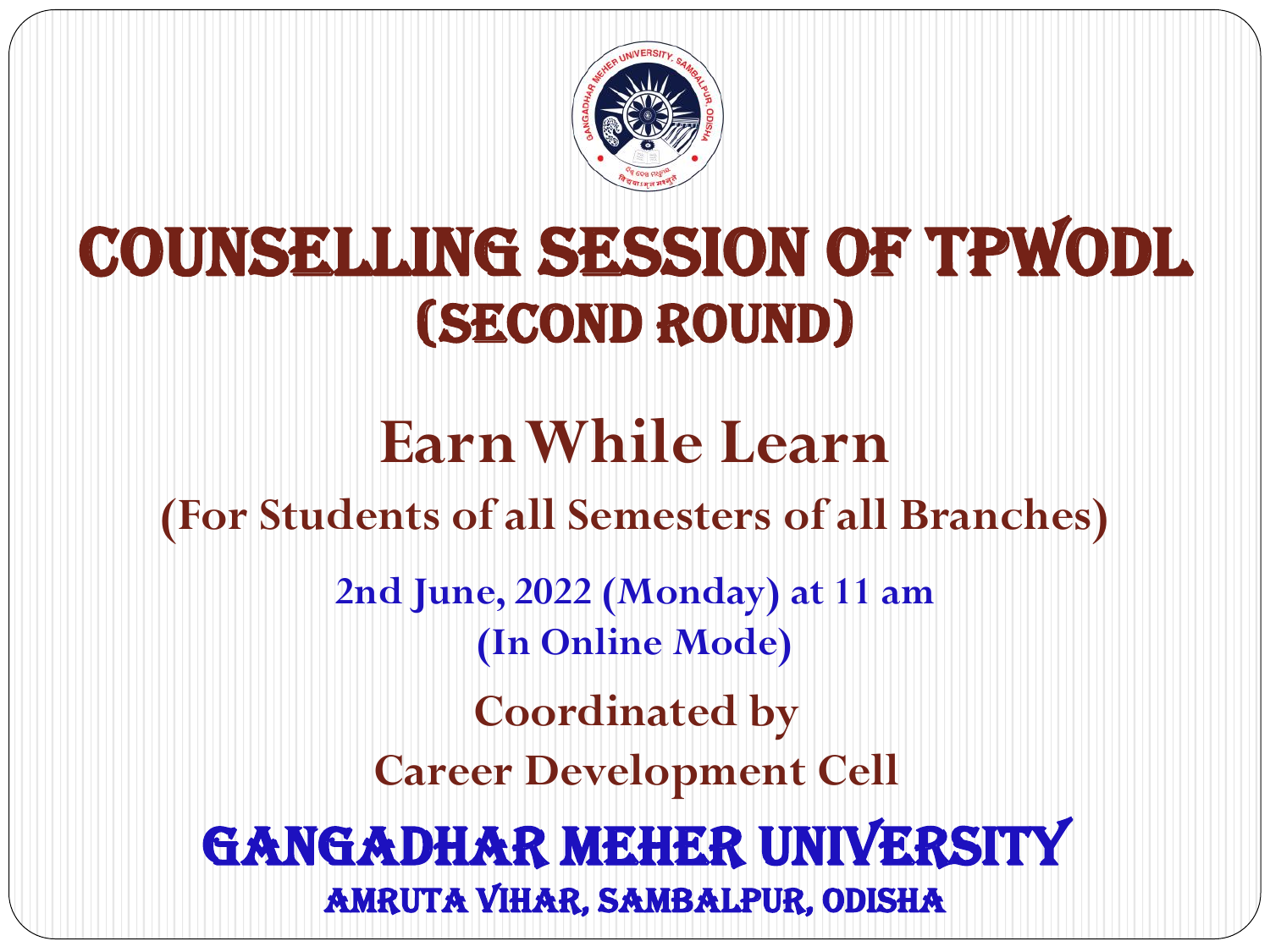# COUNSELLING SESSION OF TPWODL
## (SECOND ROUND)

## Earn While Learn

**(For Students of all Semesters of all Branches)**

**2nd June, 2022 (Monday) at 11 am**
**(In Online Mode)**

**Coordinated by**
**Career Development Cell**

## GANGADHAR MEHER UNIVERSITY

### AMRUTA VIHAR, SAMBALPUR, ODISHA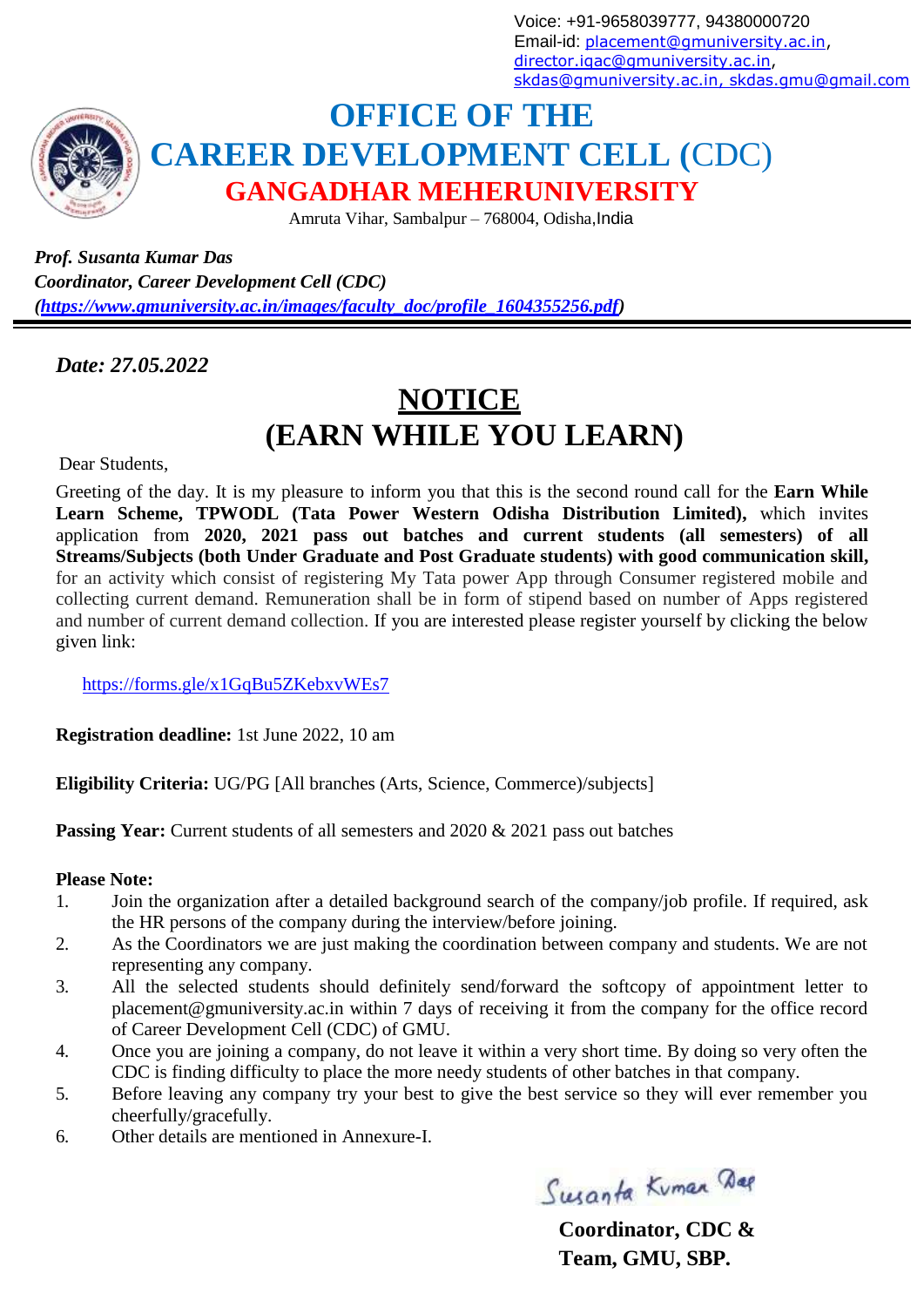Voice: +91-9658039777, 94380000720
Email-id: placement@gmuniversity.ac.in, director.iqac@gmuniversity.ac.in, skdas@gmuniversity.ac.in, skdas.gmu@gmail.com

# OFFICE OF THE
# CAREER DEVELOPMENT CELL (CDC)
## GANGADHAR MEHERUNIVERSITY

Amruta Vihar, Sambalpur – 768004, Odisha,India

***Prof. Susanta Kumar Das***
***Coordinator, Career Development Cell (CDC)***
***(https://www.gmuniversity.ac.in/images/faculty_doc/profile_1604355256.pdf)***

---

***Date: 27.05.2022***

# NOTICE
# (EARN WHILE YOU LEARN)

Dear Students,

Greeting of the day. It is my pleasure to inform you that this is the second round call for the **Earn While Learn Scheme, TPWODL (Tata Power Western Odisha Distribution Limited),** which invites application from **2020, 2021 pass out batches and current students (all semesters) of all Streams/Subjects (both Under Graduate and Post Graduate students) with good communication skill,** for an activity which consist of registering My Tata power App through Consumer registered mobile and collecting current demand. Remuneration shall be in form of stipend based on number of Apps registered and number of current demand collection. If you are interested please register yourself by clicking the below given link:

https://forms.gle/x1GqBu5ZKebxvWEs7

**Registration deadline:** 1st June 2022, 10 am

**Eligibility Criteria:** UG/PG [All branches (Arts, Science, Commerce)/subjects]

**Passing Year:** Current students of all semesters and 2020 & 2021 pass out batches

**Please Note:**

1. Join the organization after a detailed background search of the company/job profile. If required, ask the HR persons of the company during the interview/before joining.
2. As the Coordinators we are just making the coordination between company and students. We are not representing any company.
3. All the selected students should definitely send/forward the softcopy of appointment letter to placement@gmuniversity.ac.in within 7 days of receiving it from the company for the office record of Career Development Cell (CDC) of GMU.
4. Once you are joining a company, do not leave it within a very short time. By doing so very often the CDC is finding difficulty to place the more needy students of other batches in that company.
5. Before leaving any company try your best to give the best service so they will ever remember you cheerfully/gracefully.
6. Other details are mentioned in Annexure-I.

Susanta Kumar Das

**Coordinator, CDC &**
**Team, GMU, SBP.**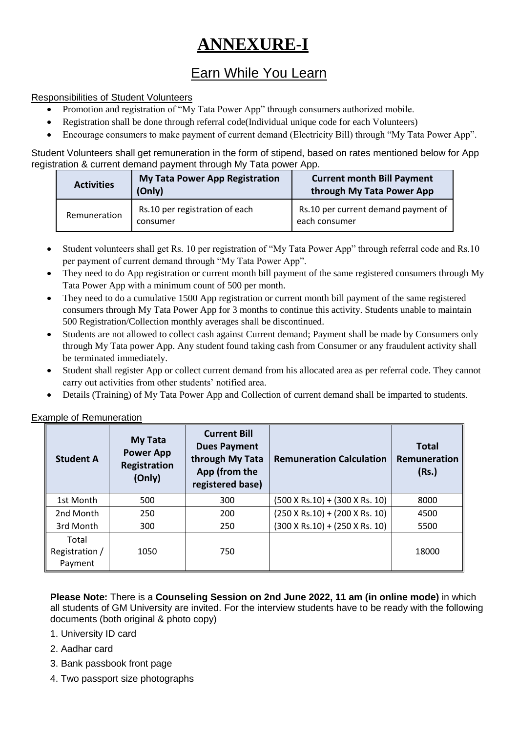# ANNEXURE-I

## Earn While You Learn

Responsibilities of Student Volunteers

- Promotion and registration of "My Tata Power App" through consumers authorized mobile.
- Registration shall be done through referral code(Individual unique code for each Volunteers)
- Encourage consumers to make payment of current demand (Electricity Bill) through "My Tata Power App".

Student Volunteers shall get remuneration in the form of stipend, based on rates mentioned below for App registration & current demand payment through My Tata power App.

| Activities | My Tata Power App Registration (Only) | Current month Bill Payment through My Tata Power App |
|---|---|---|
| Remuneration | Rs.10 per registration of each consumer | Rs.10 per current demand payment of each consumer |

- Student volunteers shall get Rs. 10 per registration of "My Tata Power App" through referral code and Rs.10 per payment of current demand through "My Tata Power App".
- They need to do App registration or current month bill payment of the same registered consumers through My Tata Power App with a minimum count of 500 per month.
- They need to do a cumulative 1500 App registration or current month bill payment of the same registered consumers through My Tata Power App for 3 months to continue this activity. Students unable to maintain 500 Registration/Collection monthly averages shall be discontinued.
- Students are not allowed to collect cash against Current demand; Payment shall be made by Consumers only through My Tata power App. Any student found taking cash from Consumer or any fraudulent activity shall be terminated immediately.
- Student shall register App or collect current demand from his allocated area as per referral code. They cannot carry out activities from other students' notified area.
- Details (Training) of My Tata Power App and Collection of current demand shall be imparted to students.

Example of Remuneration

| Student A | My Tata Power App Registration (Only) | Current Bill Dues Payment through My Tata App (from the registered base) | Remuneration Calculation | Total Remuneration (Rs.) |
|---|---|---|---|---|
| 1st Month | 500 | 300 | (500 X Rs.10) + (300 X Rs. 10) | 8000 |
| 2nd Month | 250 | 200 | (250 X Rs.10) + (200 X Rs. 10) | 4500 |
| 3rd Month | 300 | 250 | (300 X Rs.10) + (250 X Rs. 10) | 5500 |
| Total Registration / Payment | 1050 | 750 | | 18000 |

**Please Note:** There is a **Counseling Session on 2nd June 2022, 11 am (in online mode)** in which all students of GM University are invited. For the interview students have to be ready with the following documents (both original & photo copy)

1. University ID card
2. Aadhar card
3. Bank passbook front page
4. Two passport size photographs